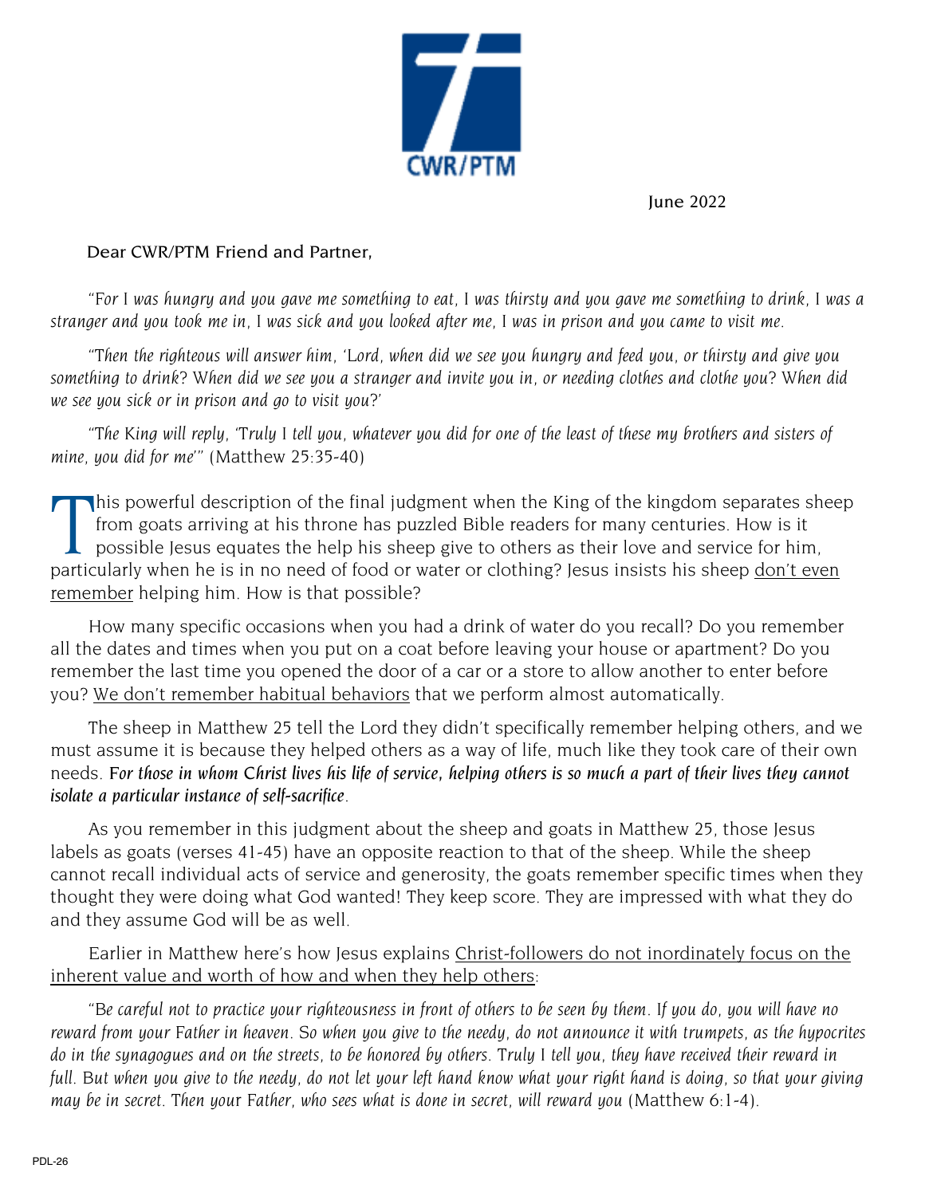CWR/PTM

June 2022

Dear CWR/PTM Friend and Partner,

*"For I was hungry and you gave me something to eat, I was thirsty and you gave me something to drink, I was a stranger and you took me in, I was sick and you looked after me, I was in prison and you came to visit me.*

*"Then the righteous will answer him, 'Lord, when did we see you hungry and feed you, or thirsty and give you something to drink? When did we see you a stranger and invite you in, or needing clothes and clothe you? When did we see you sick or in prison and go to visit you?'*

*"The King will reply, 'Truly I tell you, whatever you did for one of the least of these my brothers and sisters of mine, you did for me'"* (Matthew 25:35-40)

This powerful description of the final judgment when the King of the kingdom separates sheep from goats arriving at his throne has puzzled Bible readers for many centuries. How is it possible Jesus equates the help his sheep give to others as their love and service for him, particularly when he is in no need of food or water or clothing? Jesus insists his sheep <u>don't even remember</u> helping him. How is that possible?

How many specific occasions when you had a drink of water do you recall? Do you remember all the dates and times when you put on a coat before leaving your house or apartment? Do you remember the last time you opened the door of a car or a store to allow another to enter before you? <u>We don't remember habitual behaviors</u> that we perform almost automatically.

The sheep in Matthew 25 tell the Lord they didn't specifically remember helping others, and we must assume it is because they helped others as a way of life, much like they took care of their own needs. ***For those in whom Christ lives his life of service, helping others is so much a part of their lives they cannot isolate a particular instance of self-sacrifice.***

As you remember in this judgment about the sheep and goats in Matthew 25, those Jesus labels as goats (verses 41-45) have an opposite reaction to that of the sheep. While the sheep cannot recall individual acts of service and generosity, the goats remember specific times when they thought they were doing what God wanted! They keep score. They are impressed with what they do and they assume God will be as well.

Earlier in Matthew here's how Jesus explains <u>Christ-followers do not inordinately focus on the inherent value and worth of how and when they help others</u>:

*"Be careful not to practice your righteousness in front of others to be seen by them. If you do, you will have no reward from your Father in heaven. So when you give to the needy, do not announce it with trumpets, as the hypocrites do in the synagogues and on the streets, to be honored by others. Truly I tell you, they have received their reward in full. But when you give to the needy, do not let your left hand know what your right hand is doing, so that your giving may be in secret. Then your Father, who sees what is done in secret, will reward you* (Matthew 6:1-4).

PDL-26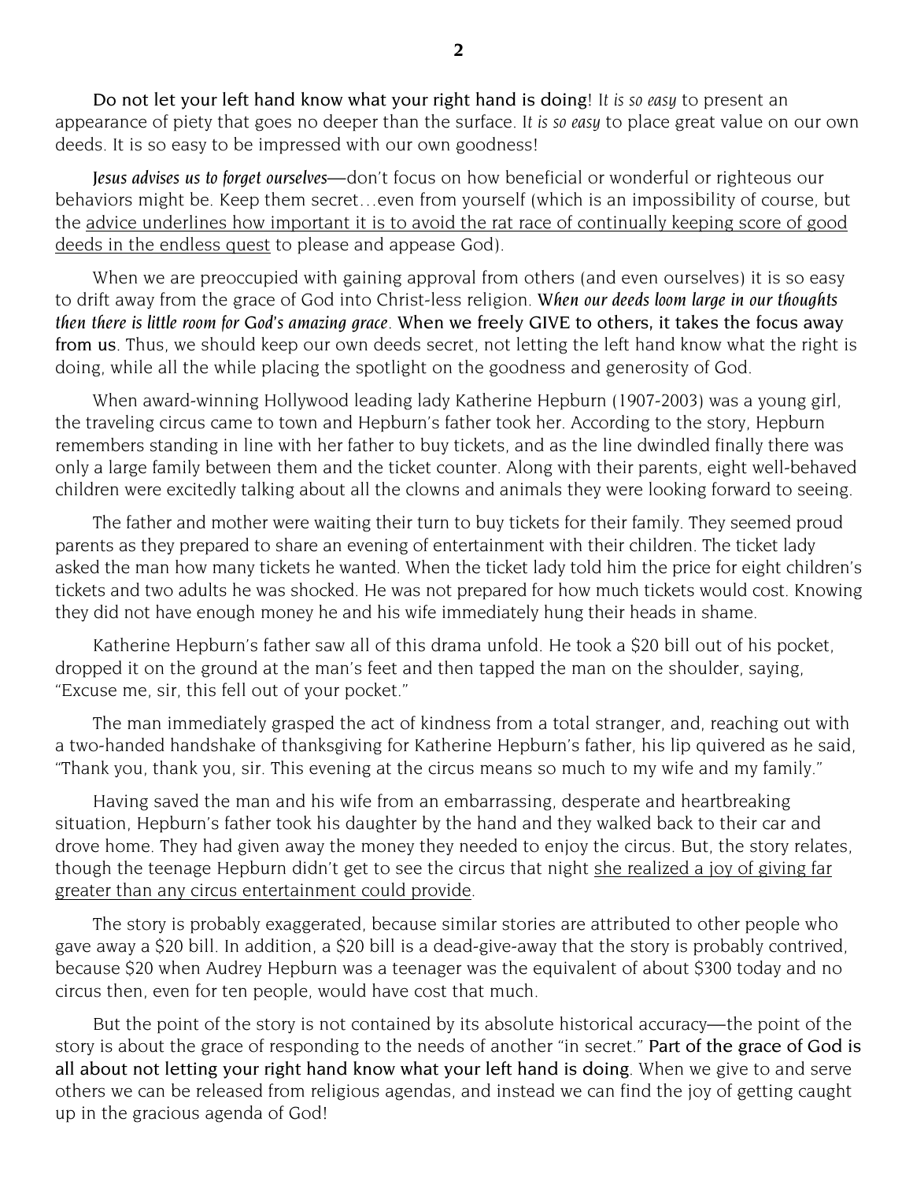Do not let your left hand know what your right hand is doing! I*t is so easy* to present an appearance of piety that goes no deeper than the surface. I*t is so easy* to place great value on our own deeds. It is so easy to be impressed with our own goodness!

*Jesus advises us to forget ourselves*—don't focus on how beneficial or wonderful or righteous our behaviors might be. Keep them secret…even from yourself (which is an impossibility of course, but the advice underlines how important it is to avoid the rat race of continually keeping score of good deeds in the endless quest to please and appease God).

When we are preoccupied with gaining approval from others (and even ourselves) it is so easy to drift away from the grace of God into Christ-less religion. *When our deeds loom large in our thoughts then there is little room for God's amazing grace*. When we freely GIVE to others, it takes the focus away from us. Thus, we should keep our own deeds secret, not letting the left hand know what the right is doing, while all the while placing the spotlight on the goodness and generosity of God.

When award-winning Hollywood leading lady Katherine Hepburn (1907-2003) was a young girl, the traveling circus came to town and Hepburn's father took her. According to the story, Hepburn remembers standing in line with her father to buy tickets, and as the line dwindled finally there was only a large family between them and the ticket counter. Along with their parents, eight well-behaved children were excitedly talking about all the clowns and animals they were looking forward to seeing.

The father and mother were waiting their turn to buy tickets for their family. They seemed proud parents as they prepared to share an evening of entertainment with their children. The ticket lady asked the man how many tickets he wanted. When the ticket lady told him the price for eight children's tickets and two adults he was shocked. He was not prepared for how much tickets would cost. Knowing they did not have enough money he and his wife immediately hung their heads in shame.

Katherine Hepburn's father saw all of this drama unfold. He took a $20 bill out of his pocket, dropped it on the ground at the man's feet and then tapped the man on the shoulder, saying, "Excuse me, sir, this fell out of your pocket."

The man immediately grasped the act of kindness from a total stranger, and, reaching out with a two-handed handshake of thanksgiving for Katherine Hepburn's father, his lip quivered as he said, "Thank you, thank you, sir. This evening at the circus means so much to my wife and my family."

Having saved the man and his wife from an embarrassing, desperate and heartbreaking situation, Hepburn's father took his daughter by the hand and they walked back to their car and drove home. They had given away the money they needed to enjoy the circus. But, the story relates, though the teenage Hepburn didn't get to see the circus that night she realized a joy of giving far greater than any circus entertainment could provide.

The story is probably exaggerated, because similar stories are attributed to other people who gave away a $20 bill. In addition, a $20 bill is a dead-give-away that the story is probably contrived, because $20 when Audrey Hepburn was a teenager was the equivalent of about $300 today and no circus then, even for ten people, would have cost that much.

But the point of the story is not contained by its absolute historical accuracy—the point of the story is about the grace of responding to the needs of another "in secret." Part of the grace of God is all about not letting your right hand know what your left hand is doing. When we give to and serve others we can be released from religious agendas, and instead we can find the joy of getting caught up in the gracious agenda of God!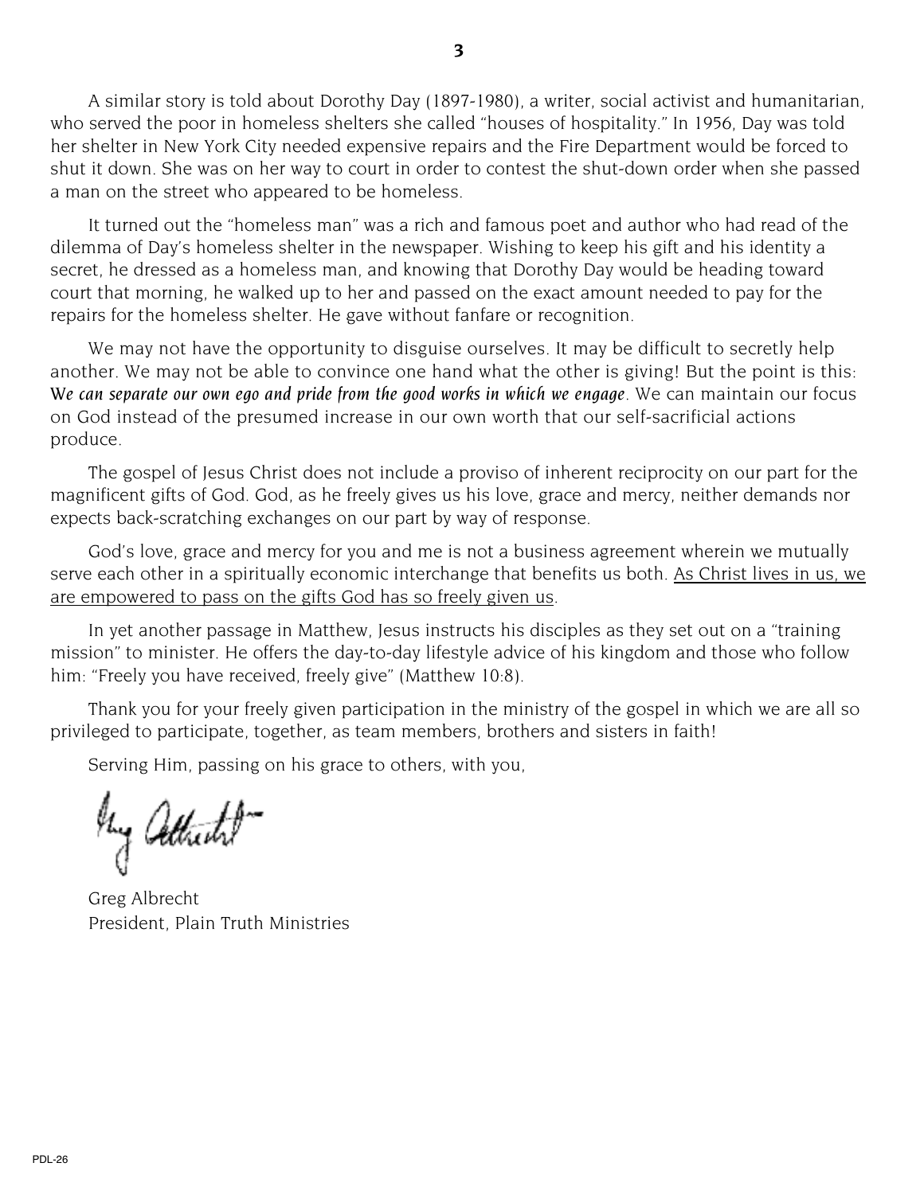A similar story is told about Dorothy Day (1897-1980), a writer, social activist and humanitarian, who served the poor in homeless shelters she called "houses of hospitality." In 1956, Day was told her shelter in New York City needed expensive repairs and the Fire Department would be forced to shut it down. She was on her way to court in order to contest the shut-down order when she passed a man on the street who appeared to be homeless.

It turned out the "homeless man" was a rich and famous poet and author who had read of the dilemma of Day's homeless shelter in the newspaper. Wishing to keep his gift and his identity a secret, he dressed as a homeless man, and knowing that Dorothy Day would be heading toward court that morning, he walked up to her and passed on the exact amount needed to pay for the repairs for the homeless shelter. He gave without fanfare or recognition.

We may not have the opportunity to disguise ourselves. It may be difficult to secretly help another. We may not be able to convince one hand what the other is giving! But the point is this: ***We can separate our own ego and pride from the good works in which we engage***. We can maintain our focus on God instead of the presumed increase in our own worth that our self-sacrificial actions produce.

The gospel of Jesus Christ does not include a proviso of inherent reciprocity on our part for the magnificent gifts of God. God, as he freely gives us his love, grace and mercy, neither demands nor expects back-scratching exchanges on our part by way of response.

God's love, grace and mercy for you and me is not a business agreement wherein we mutually serve each other in a spiritually economic interchange that benefits us both. <u>As Christ lives in us, we are empowered to pass on the gifts God has so freely given us</u>.

In yet another passage in Matthew, Jesus instructs his disciples as they set out on a "training mission" to minister. He offers the day-to-day lifestyle advice of his kingdom and those who follow him: "Freely you have received, freely give" (Matthew 10:8).

Thank you for your freely given participation in the ministry of the gospel in which we are all so privileged to participate, together, as team members, brothers and sisters in faith!

Serving Him, passing on his grace to others, with you,

Greg Albrecht
President, Plain Truth Ministries

PDL-26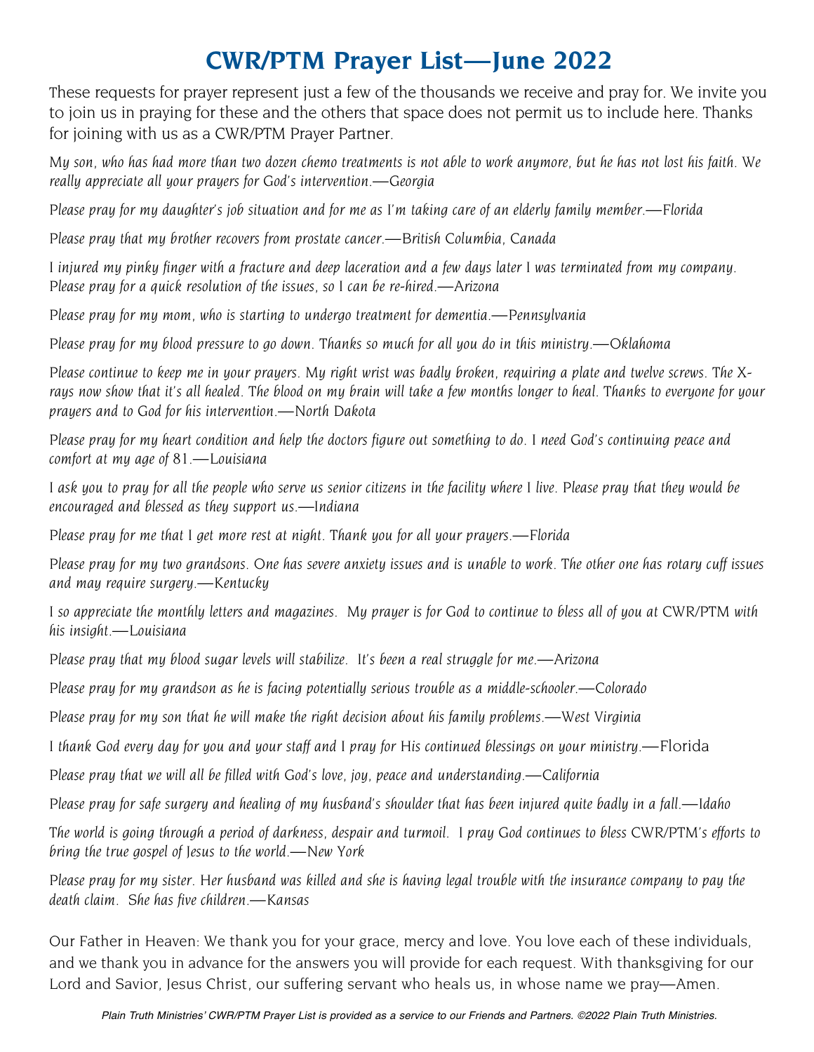# CWR/PTM Prayer List—June 2022

These requests for prayer represent just a few of the thousands we receive and pray for. We invite you to join us in praying for these and the others that space does not permit us to include here. Thanks for joining with us as a CWR/PTM Prayer Partner.

*My son, who has had more than two dozen chemo treatments is not able to work anymore, but he has not lost his faith. We really appreciate all your prayers for God's intervention.—Georgia*

*Please pray for my daughter's job situation and for me as I'm taking care of an elderly family member.—Florida*

*Please pray that my brother recovers from prostate cancer.—British Columbia, Canada*

*I injured my pinky finger with a fracture and deep laceration and a few days later I was terminated from my company. Please pray for a quick resolution of the issues, so I can be re-hired.—Arizona*

*Please pray for my mom, who is starting to undergo treatment for dementia.—Pennsylvania*

*Please pray for my blood pressure to go down. Thanks so much for all you do in this ministry.—Oklahoma*

*Please continue to keep me in your prayers. My right wrist was badly broken, requiring a plate and twelve screws. The X-rays now show that it's all healed. The blood on my brain will take a few months longer to heal. Thanks to everyone for your prayers and to God for his intervention.—North Dakota*

*Please pray for my heart condition and help the doctors figure out something to do. I need God's continuing peace and comfort at my age of 81.—Louisiana*

*I ask you to pray for all the people who serve us senior citizens in the facility where I live. Please pray that they would be encouraged and blessed as they support us.—Indiana*

*Please pray for me that I get more rest at night. Thank you for all your prayers.—Florida*

*Please pray for my two grandsons. One has severe anxiety issues and is unable to work. The other one has rotary cuff issues and may require surgery.—Kentucky*

*I so appreciate the monthly letters and magazines. My prayer is for God to continue to bless all of you at CWR/PTM with his insight.—Louisiana*

*Please pray that my blood sugar levels will stabilize. It's been a real struggle for me.—Arizona*

*Please pray for my grandson as he is facing potentially serious trouble as a middle-schooler.—Colorado*

*Please pray for my son that he will make the right decision about his family problems.—West Virginia*

*I thank God every day for you and your staff and I pray for His continued blessings on your ministry.—Florida*

*Please pray that we will all be filled with God's love, joy, peace and understanding.—California*

*Please pray for safe surgery and healing of my husband's shoulder that has been injured quite badly in a fall.—Idaho*

*The world is going through a period of darkness, despair and turmoil. I pray God continues to bless CWR/PTM's efforts to bring the true gospel of Jesus to the world.—New York*

*Please pray for my sister. Her husband was killed and she is having legal trouble with the insurance company to pay the death claim. She has five children.—Kansas*

Our Father in Heaven: We thank you for your grace, mercy and love. You love each of these individuals, and we thank you in advance for the answers you will provide for each request. With thanksgiving for our Lord and Savior, Jesus Christ, our suffering servant who heals us, in whose name we pray—Amen.

*Plain Truth Ministries' CWR/PTM Prayer List is provided as a service to our Friends and Partners. ©2022 Plain Truth Ministries.*